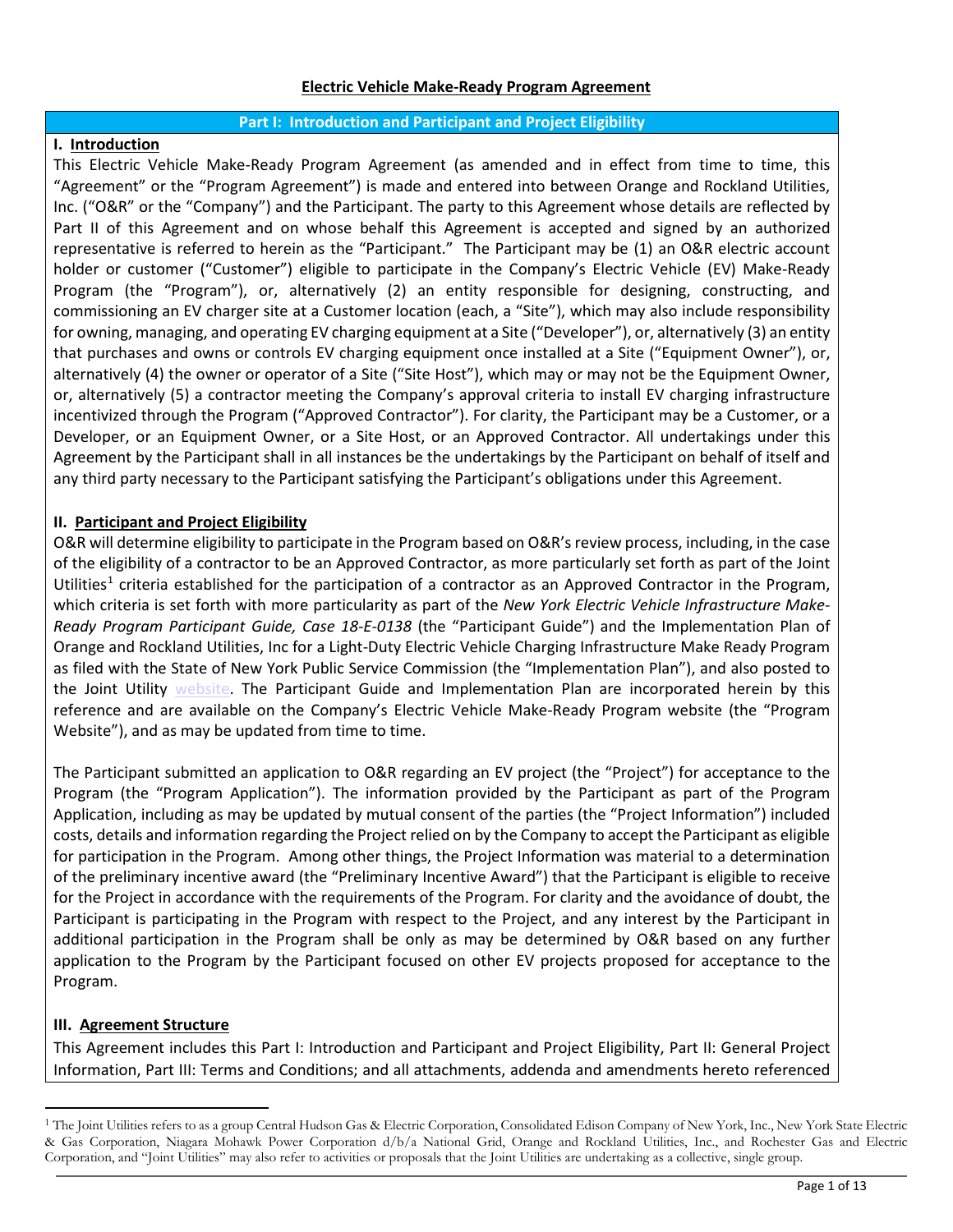# Electric Vehicle Make-Ready Program Agreement

## Part I: Introduction and Participant and Project Eligibility

### I. Introduction

This Electric Vehicle Make-Ready Program Agreement (as amended and in effect from time to time, this "Agreement" or the "Program Agreement") is made and entered into between Orange and Rockland Utilities, Inc. ("O&R" or the "Company") and the Participant. The party to this Agreement whose details are reflected by Part II of this Agreement and on whose behalf this Agreement is accepted and signed by an authorized representative is referred to herein as the "Participant." The Participant may be (1) an O&R electric account holder or customer ("Customer") eligible to participate in the Company's Electric Vehicle (EV) Make-Ready Program (the "Program"), or, alternatively (2) an entity responsible for designing, constructing, and commissioning an EV charger site at a Customer location (each, a "Site"), which may also include responsibility for owning, managing, and operating EV charging equipment at a Site ("Developer"), or, alternatively (3) an entity that purchases and owns or controls EV charging equipment once installed at a Site ("Equipment Owner"), or, alternatively (4) the owner or operator of a Site ("Site Host"), which may or may not be the Equipment Owner, or, alternatively (5) a contractor meeting the Company's approval criteria to install EV charging infrastructure incentivized through the Program ("Approved Contractor"). For clarity, the Participant may be a Customer, or a Developer, or an Equipment Owner, or a Site Host, or an Approved Contractor. All undertakings under this Agreement by the Participant shall in all instances be the undertakings by the Participant on behalf of itself and any third party necessary to the Participant satisfying the Participant's obligations under this Agreement.

### II. Participant and Project Eligibility

O&R will determine eligibility to participate in the Program based on O&R's review process, including, in the case of the eligibility of a contractor to be an Approved Contractor, as more particularly set forth as part of the Joint Utilities[1] criteria established for the participation of a contractor as an Approved Contractor in the Program, which criteria is set forth with more particularity as part of the *New York Electric Vehicle Infrastructure Make-Ready Program Participant Guide, Case 18-E-0138* (the "Participant Guide") and the Implementation Plan of Orange and Rockland Utilities, Inc for a Light-Duty Electric Vehicle Charging Infrastructure Make Ready Program as filed with the State of New York Public Service Commission (the "Implementation Plan"), and also posted to the Joint Utility website. The Participant Guide and Implementation Plan are incorporated herein by this reference and are available on the Company's Electric Vehicle Make-Ready Program website (the "Program Website"), and as may be updated from time to time.

The Participant submitted an application to O&R regarding an EV project (the "Project") for acceptance to the Program (the "Program Application"). The information provided by the Participant as part of the Program Application, including as may be updated by mutual consent of the parties (the "Project Information") included costs, details and information regarding the Project relied on by the Company to accept the Participant as eligible for participation in the Program. Among other things, the Project Information was material to a determination of the preliminary incentive award (the "Preliminary Incentive Award") that the Participant is eligible to receive for the Project in accordance with the requirements of the Program. For clarity and the avoidance of doubt, the Participant is participating in the Program with respect to the Project, and any interest by the Participant in additional participation in the Program shall be only as may be determined by O&R based on any further application to the Program by the Participant focused on other EV projects proposed for acceptance to the Program.

### III. Agreement Structure

This Agreement includes this Part I: Introduction and Participant and Project Eligibility, Part II: General Project Information, Part III: Terms and Conditions; and all attachments, addenda and amendments hereto referenced

---

[1] The Joint Utilities refers to as a group Central Hudson Gas & Electric Corporation, Consolidated Edison Company of New York, Inc., New York State Electric & Gas Corporation, Niagara Mohawk Power Corporation d/b/a National Grid, Orange and Rockland Utilities, Inc., and Rochester Gas and Electric Corporation, and "Joint Utilities" may also refer to activities or proposals that the Joint Utilities are undertaking as a collective, single group.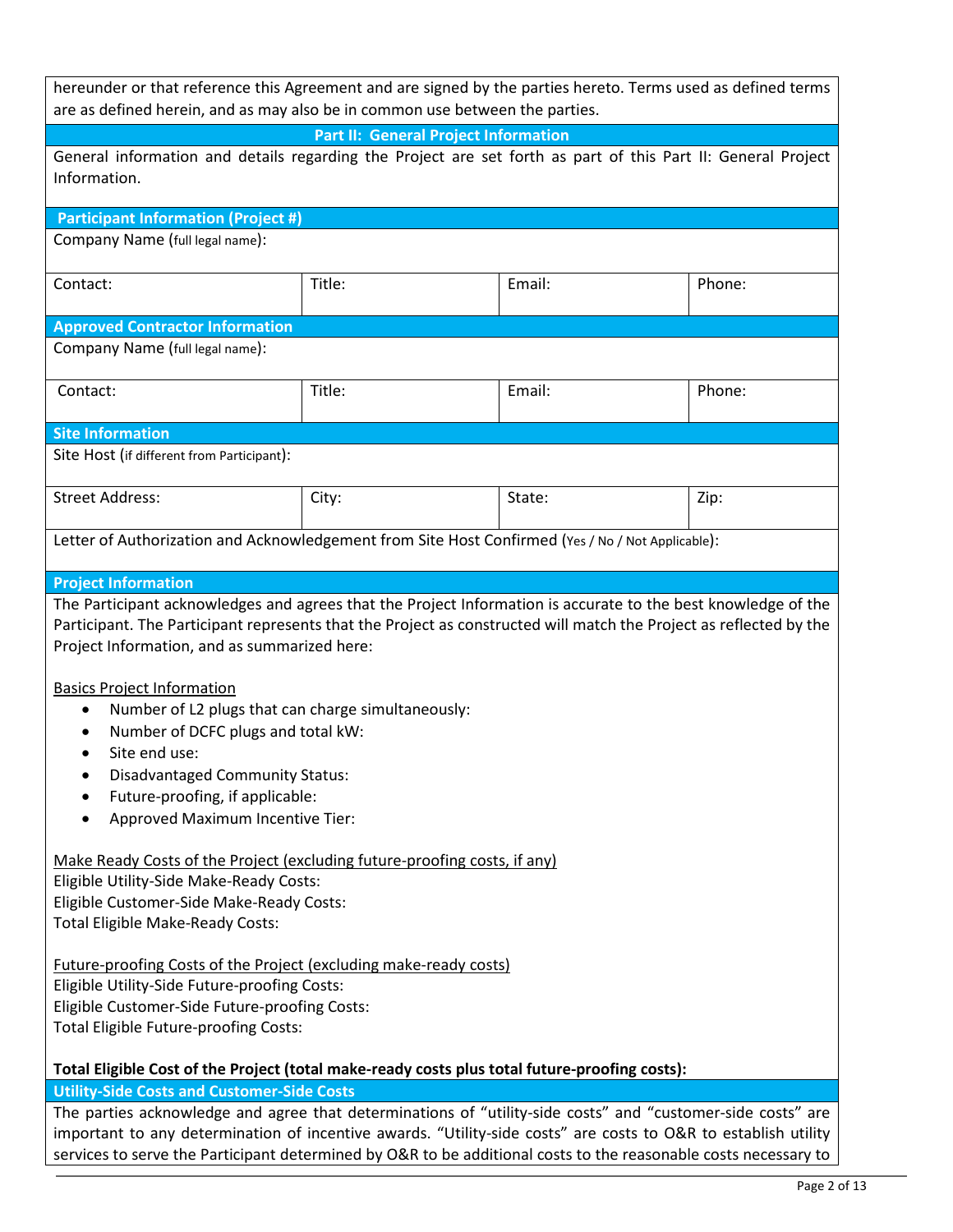hereunder or that reference this Agreement and are signed by the parties hereto. Terms used as defined terms are as defined herein, and as may also be in common use between the parties.

## Part II: General Project Information

General information and details regarding the Project are set forth as part of this Part II: General Project Information.

### Participant Information (Project #)

| Company Name (full legal name): | | | |
|---|---|---|---|
| Contact: | Title: | Email: | Phone: |

### Approved Contractor Information

| Company Name (full legal name): | | | |
|---|---|---|---|
| Contact: | Title: | Email: | Phone: |

### Site Information

| Site Host (if different from Participant): | | | |
|---|---|---|---|
| Street Address: | City: | State: | Zip: |
| Letter of Authorization and Acknowledgement from Site Host Confirmed (Yes / No / Not Applicable): | | | |

### Project Information

The Participant acknowledges and agrees that the Project Information is accurate to the best knowledge of the Participant. The Participant represents that the Project as constructed will match the Project as reflected by the Project Information, and as summarized here:

Basics Project Information

- Number of L2 plugs that can charge simultaneously:
- Number of DCFC plugs and total kW:
- Site end use:
- Disadvantaged Community Status:
- Future-proofing, if applicable:
- Approved Maximum Incentive Tier:

Make Ready Costs of the Project (excluding future-proofing costs, if any)

Eligible Utility-Side Make-Ready Costs:
Eligible Customer-Side Make-Ready Costs:
Total Eligible Make-Ready Costs:

Future-proofing Costs of the Project (excluding make-ready costs)

Eligible Utility-Side Future-proofing Costs:
Eligible Customer-Side Future-proofing Costs:
Total Eligible Future-proofing Costs:

**Total Eligible Cost of the Project (total make-ready costs plus total future-proofing costs):**

### Utility-Side Costs and Customer-Side Costs

The parties acknowledge and agree that determinations of "utility-side costs" and "customer-side costs" are important to any determination of incentive awards. "Utility-side costs" are costs to O&R to establish utility services to serve the Participant determined by O&R to be additional costs to the reasonable costs necessary to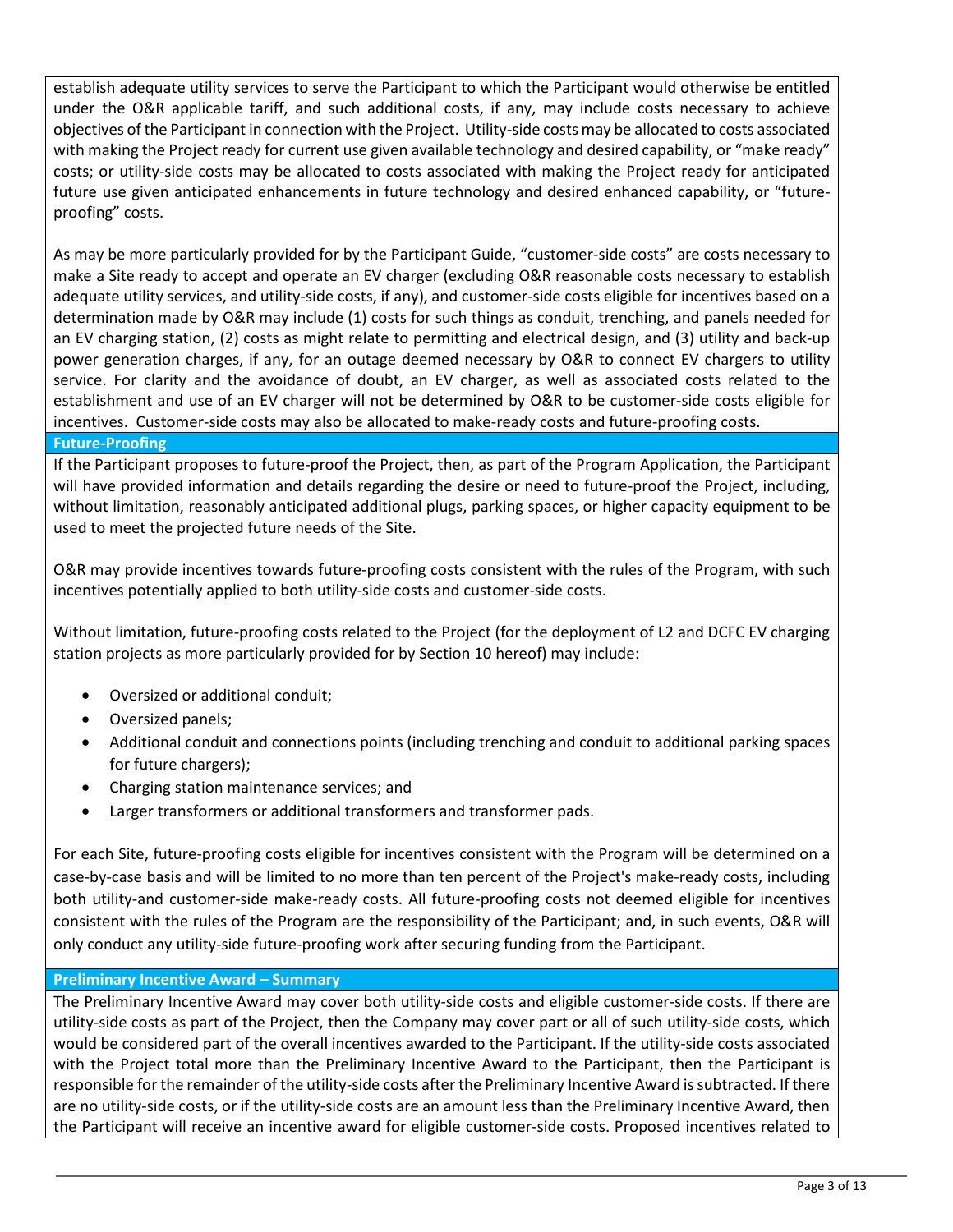establish adequate utility services to serve the Participant to which the Participant would otherwise be entitled under the O&R applicable tariff, and such additional costs, if any, may include costs necessary to achieve objectives of the Participant in connection with the Project. Utility-side costs may be allocated to costs associated with making the Project ready for current use given available technology and desired capability, or "make ready" costs; or utility-side costs may be allocated to costs associated with making the Project ready for anticipated future use given anticipated enhancements in future technology and desired enhanced capability, or "future-proofing" costs.

As may be more particularly provided for by the Participant Guide, "customer-side costs" are costs necessary to make a Site ready to accept and operate an EV charger (excluding O&R reasonable costs necessary to establish adequate utility services, and utility-side costs, if any), and customer-side costs eligible for incentives based on a determination made by O&R may include (1) costs for such things as conduit, trenching, and panels needed for an EV charging station, (2) costs as might relate to permitting and electrical design, and (3) utility and back-up power generation charges, if any, for an outage deemed necessary by O&R to connect EV chargers to utility service. For clarity and the avoidance of doubt, an EV charger, as well as associated costs related to the establishment and use of an EV charger will not be determined by O&R to be customer-side costs eligible for incentives. Customer-side costs may also be allocated to make-ready costs and future-proofing costs.

## Future-Proofing

If the Participant proposes to future-proof the Project, then, as part of the Program Application, the Participant will have provided information and details regarding the desire or need to future-proof the Project, including, without limitation, reasonably anticipated additional plugs, parking spaces, or higher capacity equipment to be used to meet the projected future needs of the Site.

O&R may provide incentives towards future-proofing costs consistent with the rules of the Program, with such incentives potentially applied to both utility-side costs and customer-side costs.

Without limitation, future-proofing costs related to the Project (for the deployment of L2 and DCFC EV charging station projects as more particularly provided for by Section 10 hereof) may include:

- Oversized or additional conduit;
- Oversized panels;
- Additional conduit and connections points (including trenching and conduit to additional parking spaces for future chargers);
- Charging station maintenance services; and
- Larger transformers or additional transformers and transformer pads.

For each Site, future-proofing costs eligible for incentives consistent with the Program will be determined on a case-by-case basis and will be limited to no more than ten percent of the Project's make-ready costs, including both utility-and customer-side make-ready costs. All future-proofing costs not deemed eligible for incentives consistent with the rules of the Program are the responsibility of the Participant; and, in such events, O&R will only conduct any utility-side future-proofing work after securing funding from the Participant.

## Preliminary Incentive Award – Summary

The Preliminary Incentive Award may cover both utility-side costs and eligible customer-side costs. If there are utility-side costs as part of the Project, then the Company may cover part or all of such utility-side costs, which would be considered part of the overall incentives awarded to the Participant. If the utility-side costs associated with the Project total more than the Preliminary Incentive Award to the Participant, then the Participant is responsible for the remainder of the utility-side costs after the Preliminary Incentive Award is subtracted. If there are no utility-side costs, or if the utility-side costs are an amount less than the Preliminary Incentive Award, then the Participant will receive an incentive award for eligible customer-side costs. Proposed incentives related to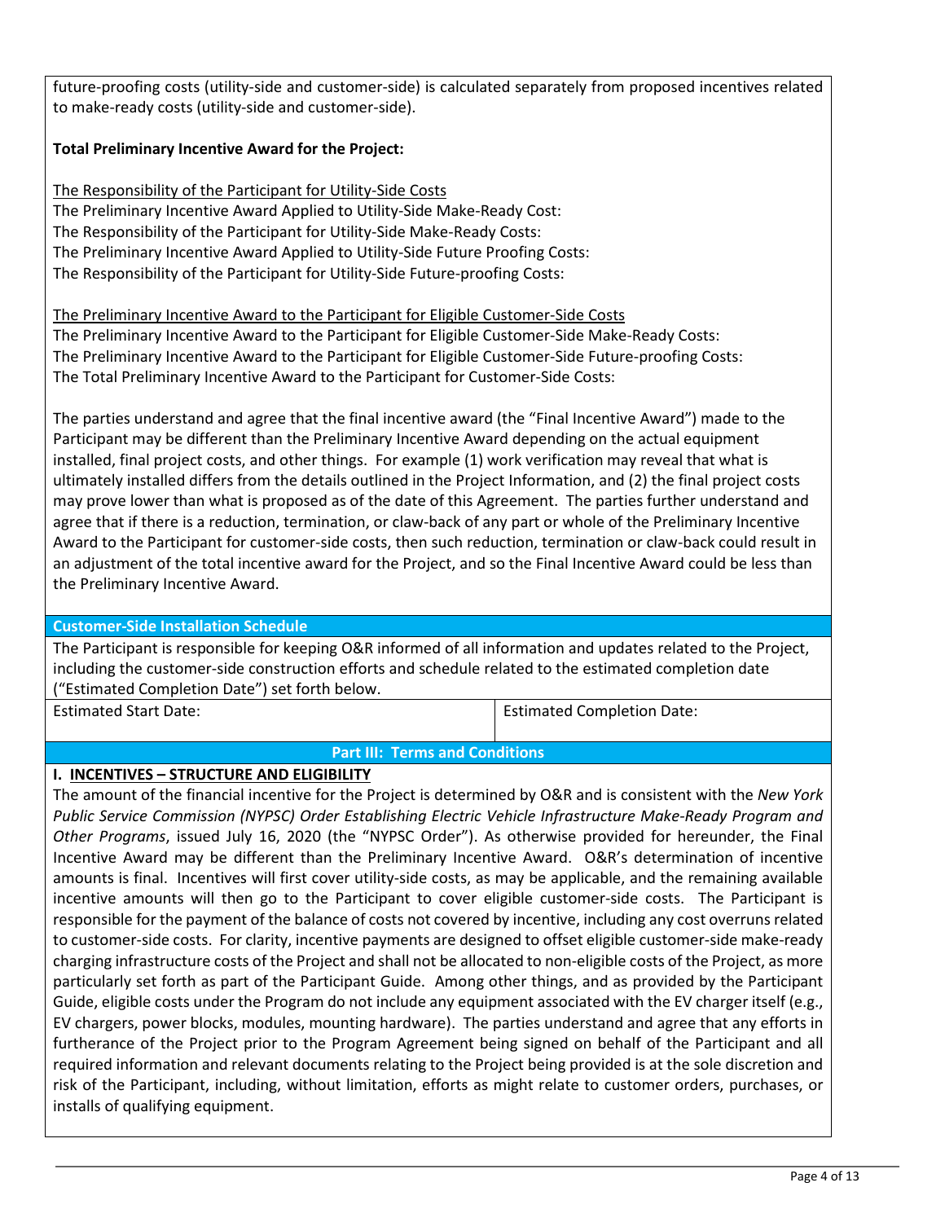future-proofing costs (utility-side and customer-side) is calculated separately from proposed incentives related to make-ready costs (utility-side and customer-side).

**Total Preliminary Incentive Award for the Project:**

<u>The Responsibility of the Participant for Utility-Side Costs</u>
The Preliminary Incentive Award Applied to Utility-Side Make-Ready Cost:
The Responsibility of the Participant for Utility-Side Make-Ready Costs:
The Preliminary Incentive Award Applied to Utility-Side Future Proofing Costs:
The Responsibility of the Participant for Utility-Side Future-proofing Costs:

<u>The Preliminary Incentive Award to the Participant for Eligible Customer-Side Costs</u>
The Preliminary Incentive Award to the Participant for Eligible Customer-Side Make-Ready Costs:
The Preliminary Incentive Award to the Participant for Eligible Customer-Side Future-proofing Costs:
The Total Preliminary Incentive Award to the Participant for Customer-Side Costs:

The parties understand and agree that the final incentive award (the "Final Incentive Award") made to the Participant may be different than the Preliminary Incentive Award depending on the actual equipment installed, final project costs, and other things. For example (1) work verification may reveal that what is ultimately installed differs from the details outlined in the Project Information, and (2) the final project costs may prove lower than what is proposed as of the date of this Agreement. The parties further understand and agree that if there is a reduction, termination, or claw-back of any part or whole of the Preliminary Incentive Award to the Participant for customer-side costs, then such reduction, termination or claw-back could result in an adjustment of the total incentive award for the Project, and so the Final Incentive Award could be less than the Preliminary Incentive Award.

**Customer-Side Installation Schedule**

The Participant is responsible for keeping O&R informed of all information and updates related to the Project, including the customer-side construction efforts and schedule related to the estimated completion date ("Estimated Completion Date") set forth below.

| Estimated Start Date: | Estimated Completion Date: |
| --- | --- |

## Part III: Terms and Conditions

### I. <u>INCENTIVES – STRUCTURE AND ELIGIBILITY</u>

The amount of the financial incentive for the Project is determined by O&R and is consistent with the *New York Public Service Commission (NYPSC) Order Establishing Electric Vehicle Infrastructure Make-Ready Program and Other Programs*, issued July 16, 2020 (the "NYPSC Order"). As otherwise provided for hereunder, the Final Incentive Award may be different than the Preliminary Incentive Award. O&R's determination of incentive amounts is final. Incentives will first cover utility-side costs, as may be applicable, and the remaining available incentive amounts will then go to the Participant to cover eligible customer-side costs. The Participant is responsible for the payment of the balance of costs not covered by incentive, including any cost overruns related to customer-side costs. For clarity, incentive payments are designed to offset eligible customer-side make-ready charging infrastructure costs of the Project and shall not be allocated to non-eligible costs of the Project, as more particularly set forth as part of the Participant Guide. Among other things, and as provided by the Participant Guide, eligible costs under the Program do not include any equipment associated with the EV charger itself (e.g., EV chargers, power blocks, modules, mounting hardware). The parties understand and agree that any efforts in furtherance of the Project prior to the Program Agreement being signed on behalf of the Participant and all required information and relevant documents relating to the Project being provided is at the sole discretion and risk of the Participant, including, without limitation, efforts as might relate to customer orders, purchases, or installs of qualifying equipment.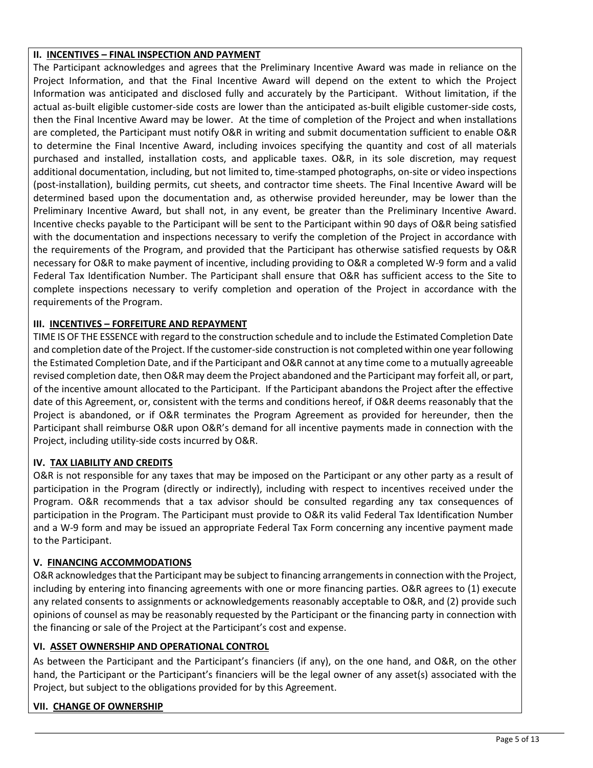## II. INCENTIVES – FINAL INSPECTION AND PAYMENT

The Participant acknowledges and agrees that the Preliminary Incentive Award was made in reliance on the Project Information, and that the Final Incentive Award will depend on the extent to which the Project Information was anticipated and disclosed fully and accurately by the Participant. Without limitation, if the actual as-built eligible customer-side costs are lower than the anticipated as-built eligible customer-side costs, then the Final Incentive Award may be lower. At the time of completion of the Project and when installations are completed, the Participant must notify O&R in writing and submit documentation sufficient to enable O&R to determine the Final Incentive Award, including invoices specifying the quantity and cost of all materials purchased and installed, installation costs, and applicable taxes. O&R, in its sole discretion, may request additional documentation, including, but not limited to, time-stamped photographs, on-site or video inspections (post-installation), building permits, cut sheets, and contractor time sheets. The Final Incentive Award will be determined based upon the documentation and, as otherwise provided hereunder, may be lower than the Preliminary Incentive Award, but shall not, in any event, be greater than the Preliminary Incentive Award. Incentive checks payable to the Participant will be sent to the Participant within 90 days of O&R being satisfied with the documentation and inspections necessary to verify the completion of the Project in accordance with the requirements of the Program, and provided that the Participant has otherwise satisfied requests by O&R necessary for O&R to make payment of incentive, including providing to O&R a completed W-9 form and a valid Federal Tax Identification Number. The Participant shall ensure that O&R has sufficient access to the Site to complete inspections necessary to verify completion and operation of the Project in accordance with the requirements of the Program.

## III. INCENTIVES – FORFEITURE AND REPAYMENT

TIME IS OF THE ESSENCE with regard to the construction schedule and to include the Estimated Completion Date and completion date of the Project. If the customer-side construction is not completed within one year following the Estimated Completion Date, and if the Participant and O&R cannot at any time come to a mutually agreeable revised completion date, then O&R may deem the Project abandoned and the Participant may forfeit all, or part, of the incentive amount allocated to the Participant. If the Participant abandons the Project after the effective date of this Agreement, or, consistent with the terms and conditions hereof, if O&R deems reasonably that the Project is abandoned, or if O&R terminates the Program Agreement as provided for hereunder, then the Participant shall reimburse O&R upon O&R's demand for all incentive payments made in connection with the Project, including utility-side costs incurred by O&R.

## IV. TAX LIABILITY AND CREDITS

O&R is not responsible for any taxes that may be imposed on the Participant or any other party as a result of participation in the Program (directly or indirectly), including with respect to incentives received under the Program. O&R recommends that a tax advisor should be consulted regarding any tax consequences of participation in the Program. The Participant must provide to O&R its valid Federal Tax Identification Number and a W-9 form and may be issued an appropriate Federal Tax Form concerning any incentive payment made to the Participant.

## V. FINANCING ACCOMMODATIONS

O&R acknowledges that the Participant may be subject to financing arrangements in connection with the Project, including by entering into financing agreements with one or more financing parties. O&R agrees to (1) execute any related consents to assignments or acknowledgements reasonably acceptable to O&R, and (2) provide such opinions of counsel as may be reasonably requested by the Participant or the financing party in connection with the financing or sale of the Project at the Participant's cost and expense.

## VI. ASSET OWNERSHIP AND OPERATIONAL CONTROL

As between the Participant and the Participant's financiers (if any), on the one hand, and O&R, on the other hand, the Participant or the Participant's financiers will be the legal owner of any asset(s) associated with the Project, but subject to the obligations provided for by this Agreement.

## VII. CHANGE OF OWNERSHIP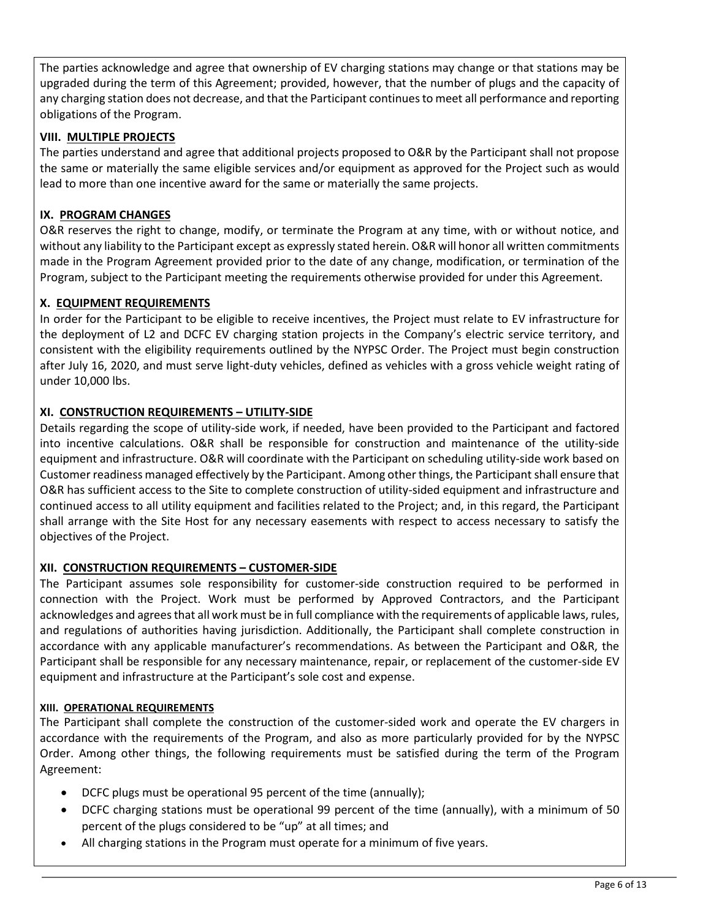The parties acknowledge and agree that ownership of EV charging stations may change or that stations may be upgraded during the term of this Agreement; provided, however, that the number of plugs and the capacity of any charging station does not decrease, and that the Participant continues to meet all performance and reporting obligations of the Program.

### VIII. MULTIPLE PROJECTS

The parties understand and agree that additional projects proposed to O&R by the Participant shall not propose the same or materially the same eligible services and/or equipment as approved for the Project such as would lead to more than one incentive award for the same or materially the same projects.

### IX. PROGRAM CHANGES

O&R reserves the right to change, modify, or terminate the Program at any time, with or without notice, and without any liability to the Participant except as expressly stated herein. O&R will honor all written commitments made in the Program Agreement provided prior to the date of any change, modification, or termination of the Program, subject to the Participant meeting the requirements otherwise provided for under this Agreement.

### X. EQUIPMENT REQUIREMENTS

In order for the Participant to be eligible to receive incentives, the Project must relate to EV infrastructure for the deployment of L2 and DCFC EV charging station projects in the Company's electric service territory, and consistent with the eligibility requirements outlined by the NYPSC Order. The Project must begin construction after July 16, 2020, and must serve light-duty vehicles, defined as vehicles with a gross vehicle weight rating of under 10,000 lbs.

### XI. CONSTRUCTION REQUIREMENTS – UTILITY-SIDE

Details regarding the scope of utility-side work, if needed, have been provided to the Participant and factored into incentive calculations. O&R shall be responsible for construction and maintenance of the utility-side equipment and infrastructure. O&R will coordinate with the Participant on scheduling utility-side work based on Customer readiness managed effectively by the Participant. Among other things, the Participant shall ensure that O&R has sufficient access to the Site to complete construction of utility-sided equipment and infrastructure and continued access to all utility equipment and facilities related to the Project; and, in this regard, the Participant shall arrange with the Site Host for any necessary easements with respect to access necessary to satisfy the objectives of the Project.

### XII. CONSTRUCTION REQUIREMENTS – CUSTOMER-SIDE

The Participant assumes sole responsibility for customer-side construction required to be performed in connection with the Project. Work must be performed by Approved Contractors, and the Participant acknowledges and agrees that all work must be in full compliance with the requirements of applicable laws, rules, and regulations of authorities having jurisdiction. Additionally, the Participant shall complete construction in accordance with any applicable manufacturer's recommendations. As between the Participant and O&R, the Participant shall be responsible for any necessary maintenance, repair, or replacement of the customer-side EV equipment and infrastructure at the Participant's sole cost and expense.

### XIII. OPERATIONAL REQUIREMENTS

The Participant shall complete the construction of the customer-sided work and operate the EV chargers in accordance with the requirements of the Program, and also as more particularly provided for by the NYPSC Order. Among other things, the following requirements must be satisfied during the term of the Program Agreement:

- DCFC plugs must be operational 95 percent of the time (annually);
- DCFC charging stations must be operational 99 percent of the time (annually), with a minimum of 50 percent of the plugs considered to be "up" at all times; and
- All charging stations in the Program must operate for a minimum of five years.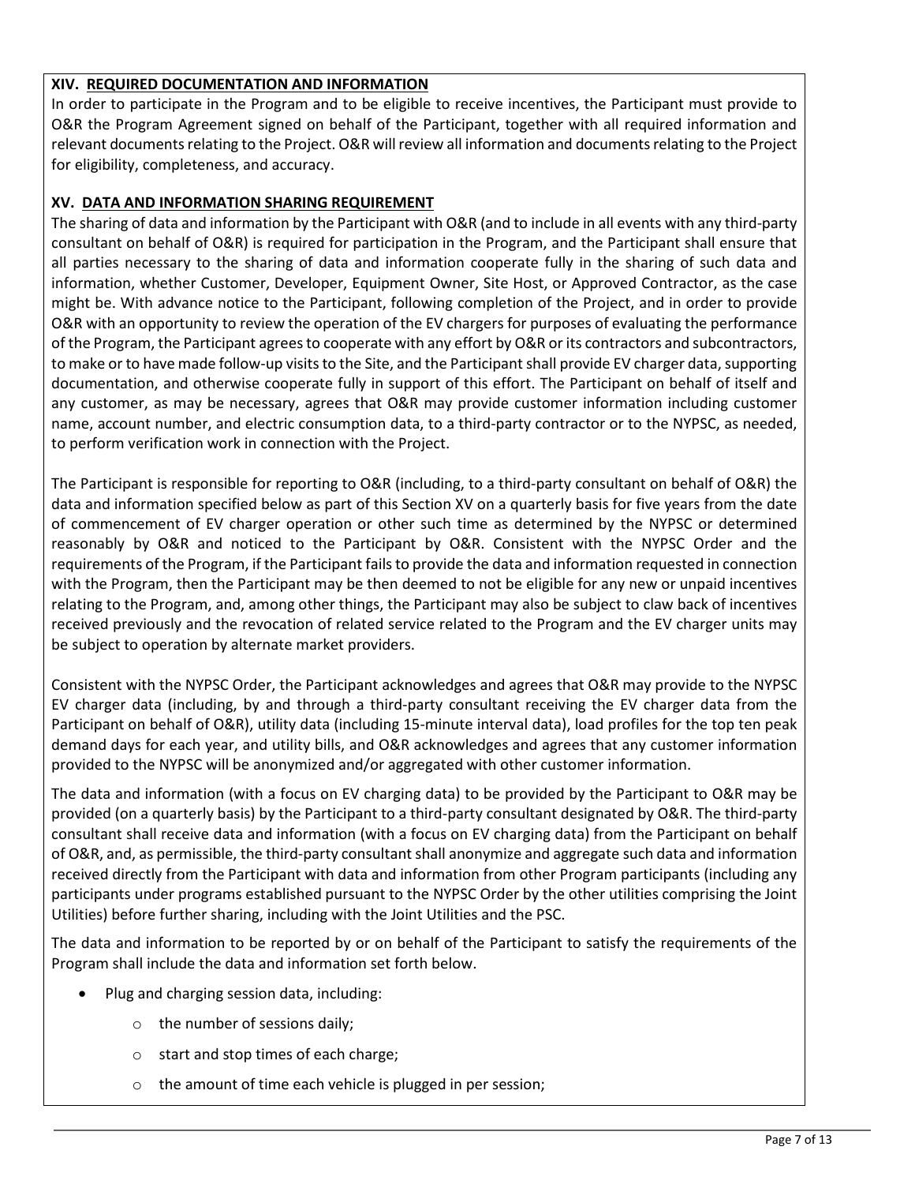## XIV. **REQUIRED DOCUMENTATION AND INFORMATION**

In order to participate in the Program and to be eligible to receive incentives, the Participant must provide to O&R the Program Agreement signed on behalf of the Participant, together with all required information and relevant documents relating to the Project. O&R will review all information and documents relating to the Project for eligibility, completeness, and accuracy.

## XV. **DATA AND INFORMATION SHARING REQUIREMENT**

The sharing of data and information by the Participant with O&R (and to include in all events with any third-party consultant on behalf of O&R) is required for participation in the Program, and the Participant shall ensure that all parties necessary to the sharing of data and information cooperate fully in the sharing of such data and information, whether Customer, Developer, Equipment Owner, Site Host, or Approved Contractor, as the case might be. With advance notice to the Participant, following completion of the Project, and in order to provide O&R with an opportunity to review the operation of the EV chargers for purposes of evaluating the performance of the Program, the Participant agrees to cooperate with any effort by O&R or its contractors and subcontractors, to make or to have made follow-up visits to the Site, and the Participant shall provide EV charger data, supporting documentation, and otherwise cooperate fully in support of this effort. The Participant on behalf of itself and any customer, as may be necessary, agrees that O&R may provide customer information including customer name, account number, and electric consumption data, to a third-party contractor or to the NYPSC, as needed, to perform verification work in connection with the Project.

The Participant is responsible for reporting to O&R (including, to a third-party consultant on behalf of O&R) the data and information specified below as part of this Section XV on a quarterly basis for five years from the date of commencement of EV charger operation or other such time as determined by the NYPSC or determined reasonably by O&R and noticed to the Participant by O&R. Consistent with the NYPSC Order and the requirements of the Program, if the Participant fails to provide the data and information requested in connection with the Program, then the Participant may be then deemed to not be eligible for any new or unpaid incentives relating to the Program, and, among other things, the Participant may also be subject to claw back of incentives received previously and the revocation of related service related to the Program and the EV charger units may be subject to operation by alternate market providers.

Consistent with the NYPSC Order, the Participant acknowledges and agrees that O&R may provide to the NYPSC EV charger data (including, by and through a third-party consultant receiving the EV charger data from the Participant on behalf of O&R), utility data (including 15-minute interval data), load profiles for the top ten peak demand days for each year, and utility bills, and O&R acknowledges and agrees that any customer information provided to the NYPSC will be anonymized and/or aggregated with other customer information.

The data and information (with a focus on EV charging data) to be provided by the Participant to O&R may be provided (on a quarterly basis) by the Participant to a third-party consultant designated by O&R. The third-party consultant shall receive data and information (with a focus on EV charging data) from the Participant on behalf of O&R, and, as permissible, the third-party consultant shall anonymize and aggregate such data and information received directly from the Participant with data and information from other Program participants (including any participants under programs established pursuant to the NYPSC Order by the other utilities comprising the Joint Utilities) before further sharing, including with the Joint Utilities and the PSC.

The data and information to be reported by or on behalf of the Participant to satisfy the requirements of the Program shall include the data and information set forth below.

- Plug and charging session data, including:
  - the number of sessions daily;
  - start and stop times of each charge;
  - the amount of time each vehicle is plugged in per session;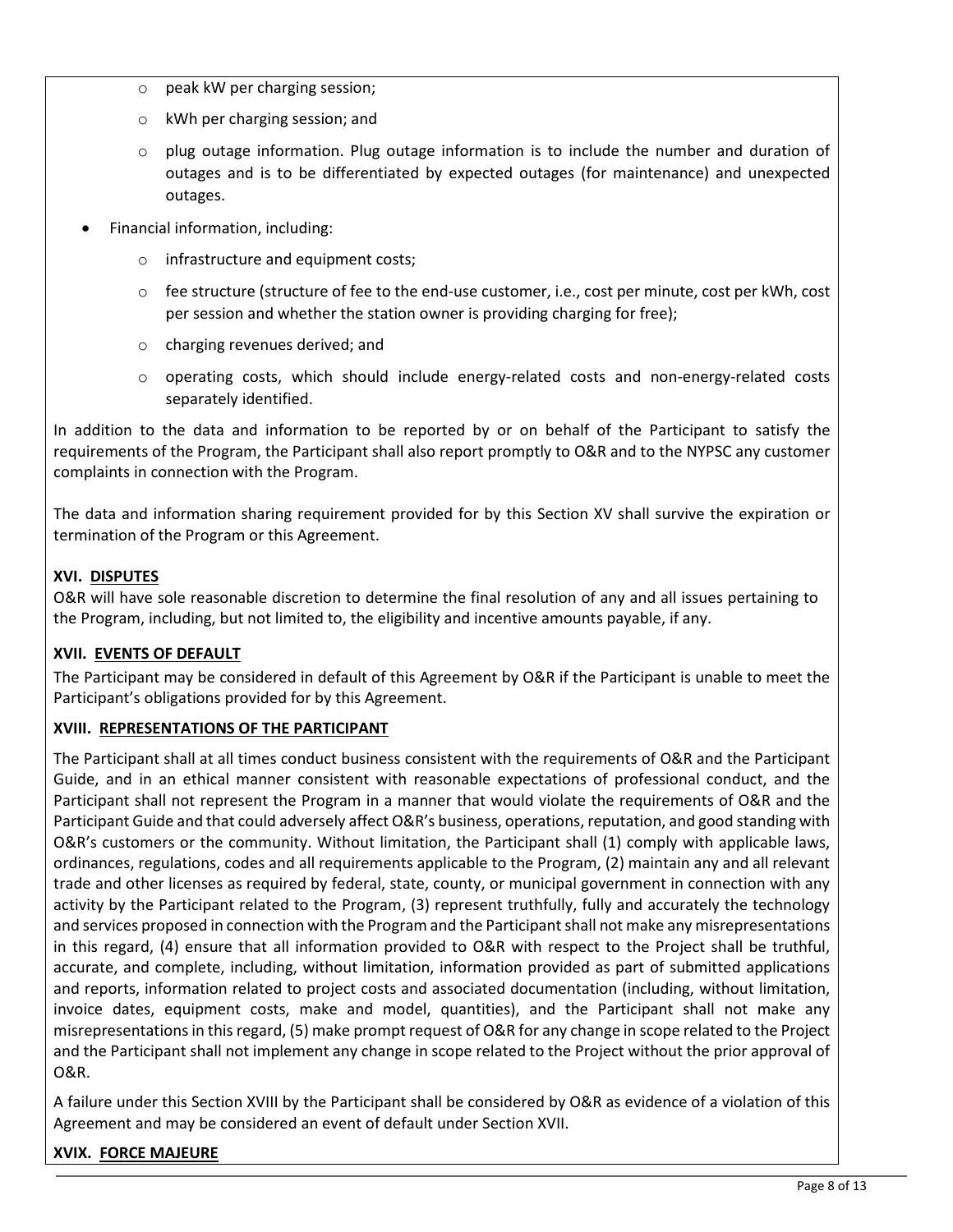- peak kW per charging session;
  - kWh per charging session; and
  - plug outage information. Plug outage information is to include the number and duration of outages and is to be differentiated by expected outages (for maintenance) and unexpected outages.

- Financial information, including:
  - infrastructure and equipment costs;
  - fee structure (structure of fee to the end-use customer, i.e., cost per minute, cost per kWh, cost per session and whether the station owner is providing charging for free);
  - charging revenues derived; and
  - operating costs, which should include energy-related costs and non-energy-related costs separately identified.

In addition to the data and information to be reported by or on behalf of the Participant to satisfy the requirements of the Program, the Participant shall also report promptly to O&R and to the NYPSC any customer complaints in connection with the Program.

The data and information sharing requirement provided for by this Section XV shall survive the expiration or termination of the Program or this Agreement.

**XVI. <u>DISPUTES</u>**

O&R will have sole reasonable discretion to determine the final resolution of any and all issues pertaining to the Program, including, but not limited to, the eligibility and incentive amounts payable, if any.

**XVII. <u>EVENTS OF DEFAULT</u>**

The Participant may be considered in default of this Agreement by O&R if the Participant is unable to meet the Participant's obligations provided for by this Agreement.

**XVIII. <u>REPRESENTATIONS OF THE PARTICIPANT</u>**

The Participant shall at all times conduct business consistent with the requirements of O&R and the Participant Guide, and in an ethical manner consistent with reasonable expectations of professional conduct, and the Participant shall not represent the Program in a manner that would violate the requirements of O&R and the Participant Guide and that could adversely affect O&R's business, operations, reputation, and good standing with O&R's customers or the community. Without limitation, the Participant shall (1) comply with applicable laws, ordinances, regulations, codes and all requirements applicable to the Program, (2) maintain any and all relevant trade and other licenses as required by federal, state, county, or municipal government in connection with any activity by the Participant related to the Program, (3) represent truthfully, fully and accurately the technology and services proposed in connection with the Program and the Participant shall not make any misrepresentations in this regard, (4) ensure that all information provided to O&R with respect to the Project shall be truthful, accurate, and complete, including, without limitation, information provided as part of submitted applications and reports, information related to project costs and associated documentation (including, without limitation, invoice dates, equipment costs, make and model, quantities), and the Participant shall not make any misrepresentations in this regard, (5) make prompt request of O&R for any change in scope related to the Project and the Participant shall not implement any change in scope related to the Project without the prior approval of O&R.

A failure under this Section XVIII by the Participant shall be considered by O&R as evidence of a violation of this Agreement and may be considered an event of default under Section XVII.

**XVIX. <u>FORCE MAJEURE</u>**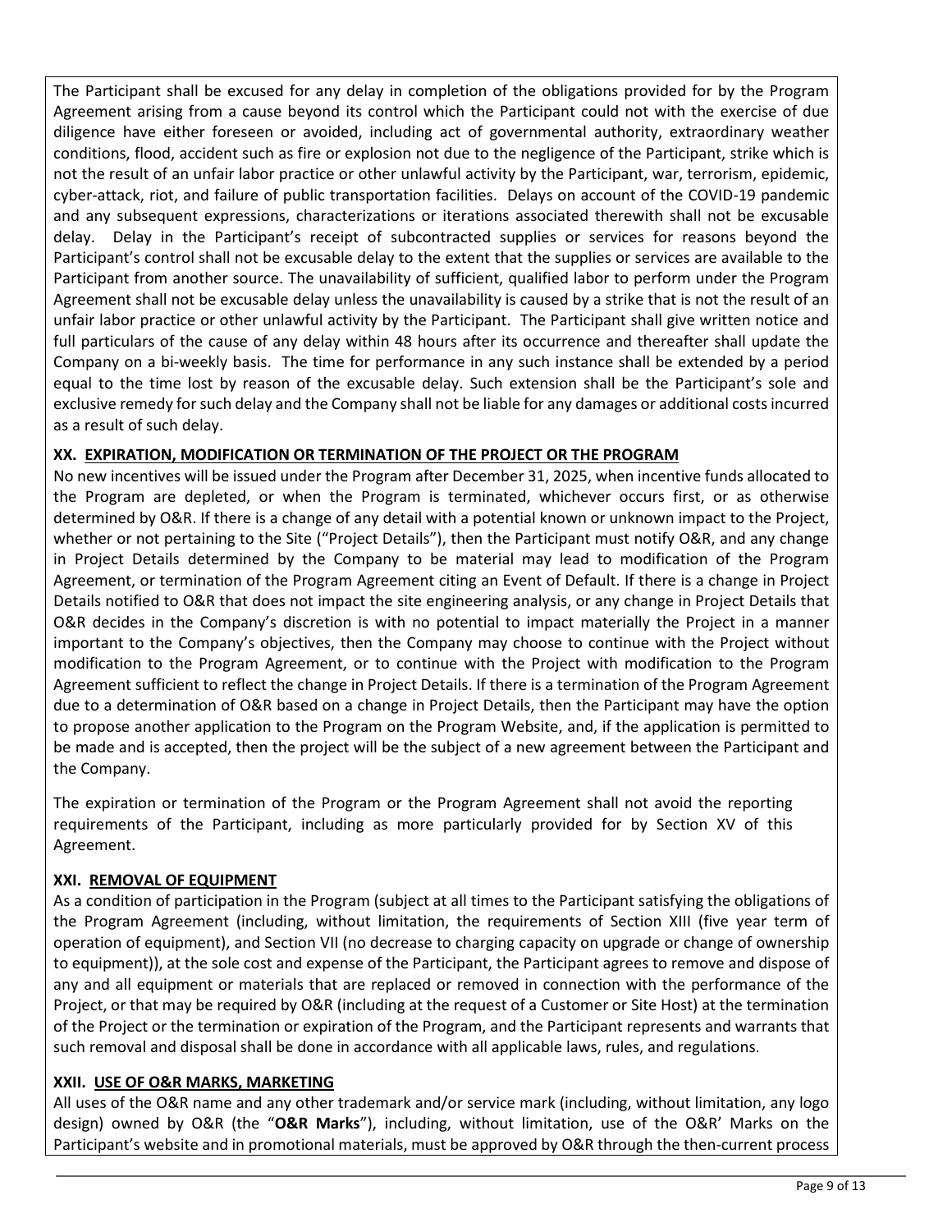The Participant shall be excused for any delay in completion of the obligations provided for by the Program Agreement arising from a cause beyond its control which the Participant could not with the exercise of due diligence have either foreseen or avoided, including act of governmental authority, extraordinary weather conditions, flood, accident such as fire or explosion not due to the negligence of the Participant, strike which is not the result of an unfair labor practice or other unlawful activity by the Participant, war, terrorism, epidemic, cyber-attack, riot, and failure of public transportation facilities. Delays on account of the COVID-19 pandemic and any subsequent expressions, characterizations or iterations associated therewith shall not be excusable delay. Delay in the Participant's receipt of subcontracted supplies or services for reasons beyond the Participant's control shall not be excusable delay to the extent that the supplies or services are available to the Participant from another source. The unavailability of sufficient, qualified labor to perform under the Program Agreement shall not be excusable delay unless the unavailability is caused by a strike that is not the result of an unfair labor practice or other unlawful activity by the Participant. The Participant shall give written notice and full particulars of the cause of any delay within 48 hours after its occurrence and thereafter shall update the Company on a bi-weekly basis. The time for performance in any such instance shall be extended by a period equal to the time lost by reason of the excusable delay. Such extension shall be the Participant's sole and exclusive remedy for such delay and the Company shall not be liable for any damages or additional costs incurred as a result of such delay.

### XX. EXPIRATION, MODIFICATION OR TERMINATION OF THE PROJECT OR THE PROGRAM

No new incentives will be issued under the Program after December 31, 2025, when incentive funds allocated to the Program are depleted, or when the Program is terminated, whichever occurs first, or as otherwise determined by O&R. If there is a change of any detail with a potential known or unknown impact to the Project, whether or not pertaining to the Site ("Project Details"), then the Participant must notify O&R, and any change in Project Details determined by the Company to be material may lead to modification of the Program Agreement, or termination of the Program Agreement citing an Event of Default. If there is a change in Project Details notified to O&R that does not impact the site engineering analysis, or any change in Project Details that O&R decides in the Company's discretion is with no potential to impact materially the Project in a manner important to the Company's objectives, then the Company may choose to continue with the Project without modification to the Program Agreement, or to continue with the Project with modification to the Program Agreement sufficient to reflect the change in Project Details. If there is a termination of the Program Agreement due to a determination of O&R based on a change in Project Details, then the Participant may have the option to propose another application to the Program on the Program Website, and, if the application is permitted to be made and is accepted, then the project will be the subject of a new agreement between the Participant and the Company.

The expiration or termination of the Program or the Program Agreement shall not avoid the reporting requirements of the Participant, including as more particularly provided for by Section XV of this Agreement.

### XXI. REMOVAL OF EQUIPMENT

As a condition of participation in the Program (subject at all times to the Participant satisfying the obligations of the Program Agreement (including, without limitation, the requirements of Section XIII (five year term of operation of equipment), and Section VII (no decrease to charging capacity on upgrade or change of ownership to equipment)), at the sole cost and expense of the Participant, the Participant agrees to remove and dispose of any and all equipment or materials that are replaced or removed in connection with the performance of the Project, or that may be required by O&R (including at the request of a Customer or Site Host) at the termination of the Project or the termination or expiration of the Program, and the Participant represents and warrants that such removal and disposal shall be done in accordance with all applicable laws, rules, and regulations.

### XXII. USE OF O&R MARKS, MARKETING

All uses of the O&R name and any other trademark and/or service mark (including, without limitation, any logo design) owned by O&R (the "**O&R Marks**"), including, without limitation, use of the O&R' Marks on the Participant's website and in promotional materials, must be approved by O&R through the then-current process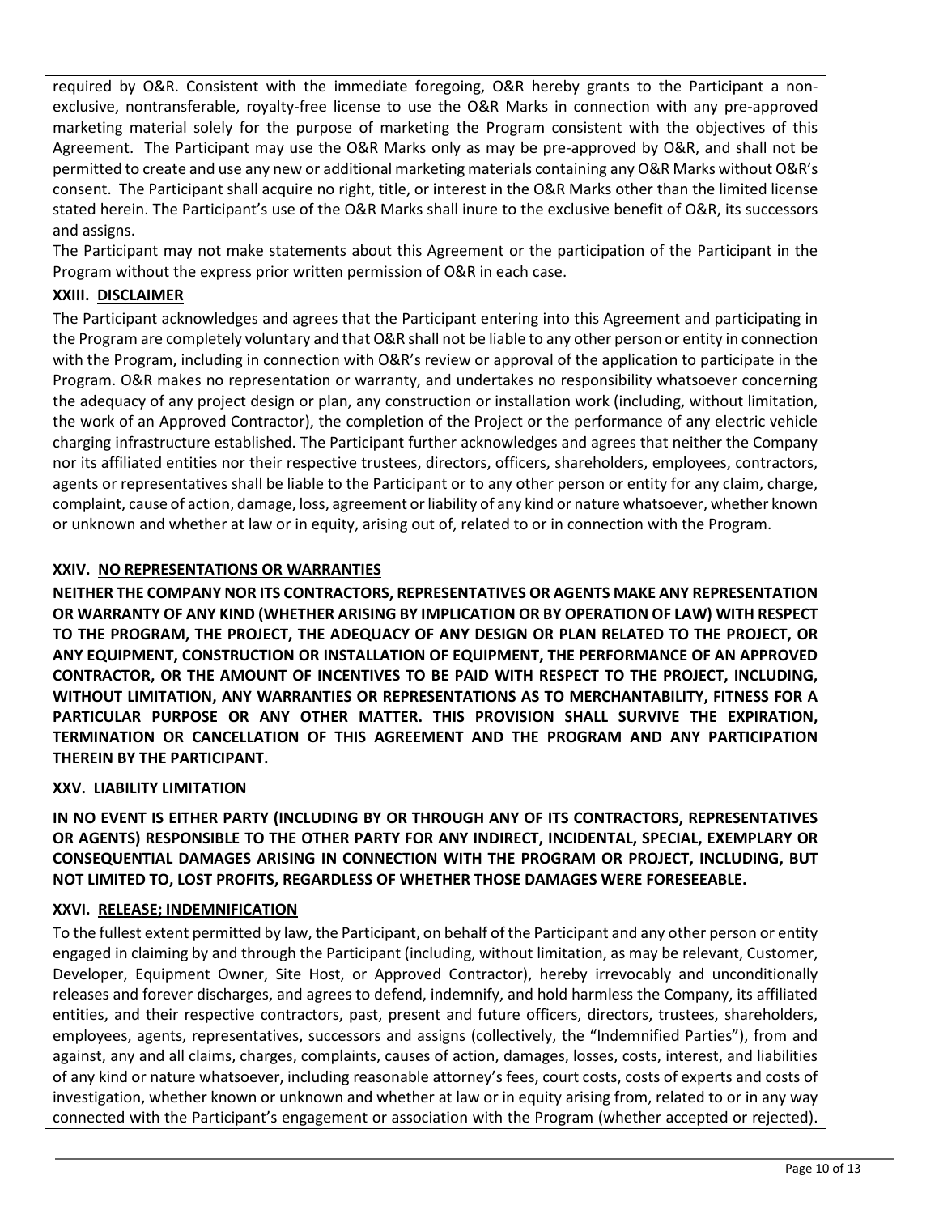required by O&R. Consistent with the immediate foregoing, O&R hereby grants to the Participant a non-exclusive, nontransferable, royalty-free license to use the O&R Marks in connection with any pre-approved marketing material solely for the purpose of marketing the Program consistent with the objectives of this Agreement. The Participant may use the O&R Marks only as may be pre-approved by O&R, and shall not be permitted to create and use any new or additional marketing materials containing any O&R Marks without O&R's consent. The Participant shall acquire no right, title, or interest in the O&R Marks other than the limited license stated herein. The Participant's use of the O&R Marks shall inure to the exclusive benefit of O&R, its successors and assigns.

The Participant may not make statements about this Agreement or the participation of the Participant in the Program without the express prior written permission of O&R in each case.

## XXIII. DISCLAIMER

The Participant acknowledges and agrees that the Participant entering into this Agreement and participating in the Program are completely voluntary and that O&R shall not be liable to any other person or entity in connection with the Program, including in connection with O&R's review or approval of the application to participate in the Program. O&R makes no representation or warranty, and undertakes no responsibility whatsoever concerning the adequacy of any project design or plan, any construction or installation work (including, without limitation, the work of an Approved Contractor), the completion of the Project or the performance of any electric vehicle charging infrastructure established. The Participant further acknowledges and agrees that neither the Company nor its affiliated entities nor their respective trustees, directors, officers, shareholders, employees, contractors, agents or representatives shall be liable to the Participant or to any other person or entity for any claim, charge, complaint, cause of action, damage, loss, agreement or liability of any kind or nature whatsoever, whether known or unknown and whether at law or in equity, arising out of, related to or in connection with the Program.

## XXIV. NO REPRESENTATIONS OR WARRANTIES

**NEITHER THE COMPANY NOR ITS CONTRACTORS, REPRESENTATIVES OR AGENTS MAKE ANY REPRESENTATION OR WARRANTY OF ANY KIND (WHETHER ARISING BY IMPLICATION OR BY OPERATION OF LAW) WITH RESPECT TO THE PROGRAM, THE PROJECT, THE ADEQUACY OF ANY DESIGN OR PLAN RELATED TO THE PROJECT, OR ANY EQUIPMENT, CONSTRUCTION OR INSTALLATION OF EQUIPMENT, THE PERFORMANCE OF AN APPROVED CONTRACTOR, OR THE AMOUNT OF INCENTIVES TO BE PAID WITH RESPECT TO THE PROJECT, INCLUDING, WITHOUT LIMITATION, ANY WARRANTIES OR REPRESENTATIONS AS TO MERCHANTABILITY, FITNESS FOR A PARTICULAR PURPOSE OR ANY OTHER MATTER. THIS PROVISION SHALL SURVIVE THE EXPIRATION, TERMINATION OR CANCELLATION OF THIS AGREEMENT AND THE PROGRAM AND ANY PARTICIPATION THEREIN BY THE PARTICIPANT.**

## XXV. LIABILITY LIMITATION

**IN NO EVENT IS EITHER PARTY (INCLUDING BY OR THROUGH ANY OF ITS CONTRACTORS, REPRESENTATIVES OR AGENTS) RESPONSIBLE TO THE OTHER PARTY FOR ANY INDIRECT, INCIDENTAL, SPECIAL, EXEMPLARY OR CONSEQUENTIAL DAMAGES ARISING IN CONNECTION WITH THE PROGRAM OR PROJECT, INCLUDING, BUT NOT LIMITED TO, LOST PROFITS, REGARDLESS OF WHETHER THOSE DAMAGES WERE FORESEEABLE.**

## XXVI. RELEASE; INDEMNIFICATION

To the fullest extent permitted by law, the Participant, on behalf of the Participant and any other person or entity engaged in claiming by and through the Participant (including, without limitation, as may be relevant, Customer, Developer, Equipment Owner, Site Host, or Approved Contractor), hereby irrevocably and unconditionally releases and forever discharges, and agrees to defend, indemnify, and hold harmless the Company, its affiliated entities, and their respective contractors, past, present and future officers, directors, trustees, shareholders, employees, agents, representatives, successors and assigns (collectively, the "Indemnified Parties"), from and against, any and all claims, charges, complaints, causes of action, damages, losses, costs, interest, and liabilities of any kind or nature whatsoever, including reasonable attorney's fees, court costs, costs of experts and costs of investigation, whether known or unknown and whether at law or in equity arising from, related to or in any way connected with the Participant's engagement or association with the Program (whether accepted or rejected).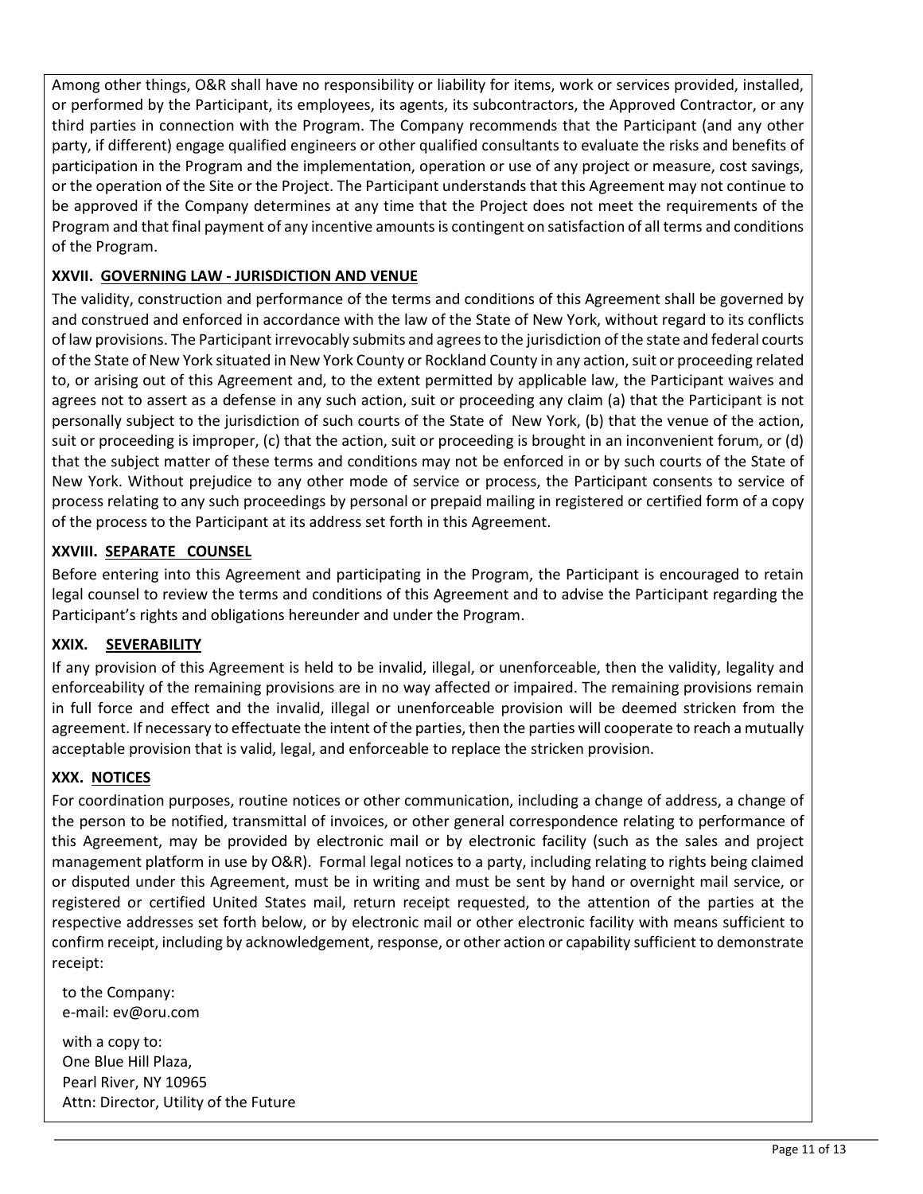Among other things, O&R shall have no responsibility or liability for items, work or services provided, installed, or performed by the Participant, its employees, its agents, its subcontractors, the Approved Contractor, or any third parties in connection with the Program. The Company recommends that the Participant (and any other party, if different) engage qualified engineers or other qualified consultants to evaluate the risks and benefits of participation in the Program and the implementation, operation or use of any project or measure, cost savings, or the operation of the Site or the Project. The Participant understands that this Agreement may not continue to be approved if the Company determines at any time that the Project does not meet the requirements of the Program and that final payment of any incentive amounts is contingent on satisfaction of all terms and conditions of the Program.

### XXVII. GOVERNING LAW - JURISDICTION AND VENUE

The validity, construction and performance of the terms and conditions of this Agreement shall be governed by and construed and enforced in accordance with the law of the State of New York, without regard to its conflicts of law provisions. The Participant irrevocably submits and agrees to the jurisdiction of the state and federal courts of the State of New York situated in New York County or Rockland County in any action, suit or proceeding related to, or arising out of this Agreement and, to the extent permitted by applicable law, the Participant waives and agrees not to assert as a defense in any such action, suit or proceeding any claim (a) that the Participant is not personally subject to the jurisdiction of such courts of the State of New York, (b) that the venue of the action, suit or proceeding is improper, (c) that the action, suit or proceeding is brought in an inconvenient forum, or (d) that the subject matter of these terms and conditions may not be enforced in or by such courts of the State of New York. Without prejudice to any other mode of service or process, the Participant consents to service of process relating to any such proceedings by personal or prepaid mailing in registered or certified form of a copy of the process to the Participant at its address set forth in this Agreement.

### XXVIII. SEPARATE COUNSEL

Before entering into this Agreement and participating in the Program, the Participant is encouraged to retain legal counsel to review the terms and conditions of this Agreement and to advise the Participant regarding the Participant's rights and obligations hereunder and under the Program.

### XXIX. SEVERABILITY

If any provision of this Agreement is held to be invalid, illegal, or unenforceable, then the validity, legality and enforceability of the remaining provisions are in no way affected or impaired. The remaining provisions remain in full force and effect and the invalid, illegal or unenforceable provision will be deemed stricken from the agreement. If necessary to effectuate the intent of the parties, then the parties will cooperate to reach a mutually acceptable provision that is valid, legal, and enforceable to replace the stricken provision.

### XXX. NOTICES

For coordination purposes, routine notices or other communication, including a change of address, a change of the person to be notified, transmittal of invoices, or other general correspondence relating to performance of this Agreement, may be provided by electronic mail or by electronic facility (such as the sales and project management platform in use by O&R). Formal legal notices to a party, including relating to rights being claimed or disputed under this Agreement, must be in writing and must be sent by hand or overnight mail service, or registered or certified United States mail, return receipt requested, to the attention of the parties at the respective addresses set forth below, or by electronic mail or other electronic facility with means sufficient to confirm receipt, including by acknowledgement, response, or other action or capability sufficient to demonstrate receipt:

to the Company:
e-mail: ev@oru.com

with a copy to:
One Blue Hill Plaza,
Pearl River, NY 10965
Attn: Director, Utility of the Future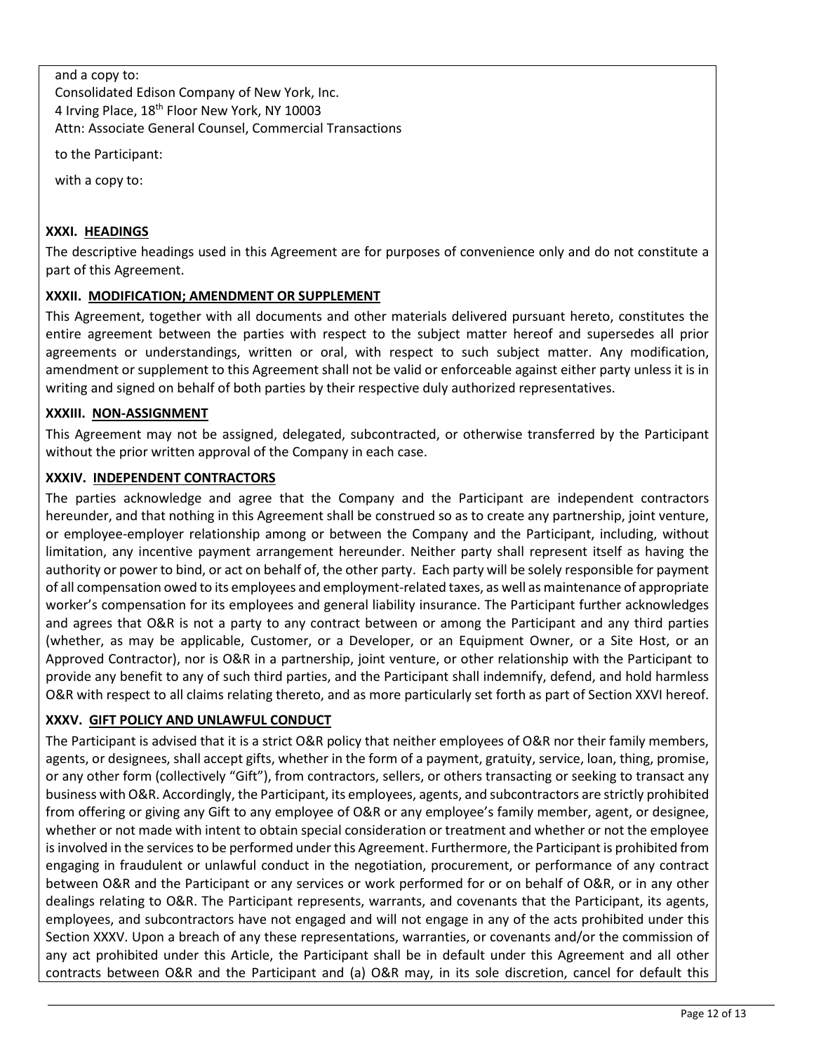and a copy to:
Consolidated Edison Company of New York, Inc.
4 Irving Place, 18th Floor New York, NY 10003
Attn: Associate General Counsel, Commercial Transactions

to the Participant:

with a copy to:

### XXXI. HEADINGS

The descriptive headings used in this Agreement are for purposes of convenience only and do not constitute a part of this Agreement.

### XXXII. MODIFICATION; AMENDMENT OR SUPPLEMENT

This Agreement, together with all documents and other materials delivered pursuant hereto, constitutes the entire agreement between the parties with respect to the subject matter hereof and supersedes all prior agreements or understandings, written or oral, with respect to such subject matter. Any modification, amendment or supplement to this Agreement shall not be valid or enforceable against either party unless it is in writing and signed on behalf of both parties by their respective duly authorized representatives.

### XXXIII. NON-ASSIGNMENT

This Agreement may not be assigned, delegated, subcontracted, or otherwise transferred by the Participant without the prior written approval of the Company in each case.

### XXXIV. INDEPENDENT CONTRACTORS

The parties acknowledge and agree that the Company and the Participant are independent contractors hereunder, and that nothing in this Agreement shall be construed so as to create any partnership, joint venture, or employee-employer relationship among or between the Company and the Participant, including, without limitation, any incentive payment arrangement hereunder. Neither party shall represent itself as having the authority or power to bind, or act on behalf of, the other party. Each party will be solely responsible for payment of all compensation owed to its employees and employment-related taxes, as well as maintenance of appropriate worker's compensation for its employees and general liability insurance. The Participant further acknowledges and agrees that O&R is not a party to any contract between or among the Participant and any third parties (whether, as may be applicable, Customer, or a Developer, or an Equipment Owner, or a Site Host, or an Approved Contractor), nor is O&R in a partnership, joint venture, or other relationship with the Participant to provide any benefit to any of such third parties, and the Participant shall indemnify, defend, and hold harmless O&R with respect to all claims relating thereto, and as more particularly set forth as part of Section XXVI hereof.

### XXXV. GIFT POLICY AND UNLAWFUL CONDUCT

The Participant is advised that it is a strict O&R policy that neither employees of O&R nor their family members, agents, or designees, shall accept gifts, whether in the form of a payment, gratuity, service, loan, thing, promise, or any other form (collectively "Gift"), from contractors, sellers, or others transacting or seeking to transact any business with O&R. Accordingly, the Participant, its employees, agents, and subcontractors are strictly prohibited from offering or giving any Gift to any employee of O&R or any employee's family member, agent, or designee, whether or not made with intent to obtain special consideration or treatment and whether or not the employee is involved in the services to be performed under this Agreement. Furthermore, the Participant is prohibited from engaging in fraudulent or unlawful conduct in the negotiation, procurement, or performance of any contract between O&R and the Participant or any services or work performed for or on behalf of O&R, or in any other dealings relating to O&R. The Participant represents, warrants, and covenants that the Participant, its agents, employees, and subcontractors have not engaged and will not engage in any of the acts prohibited under this Section XXXV. Upon a breach of any these representations, warranties, or covenants and/or the commission of any act prohibited under this Article, the Participant shall be in default under this Agreement and all other contracts between O&R and the Participant and (a) O&R may, in its sole discretion, cancel for default this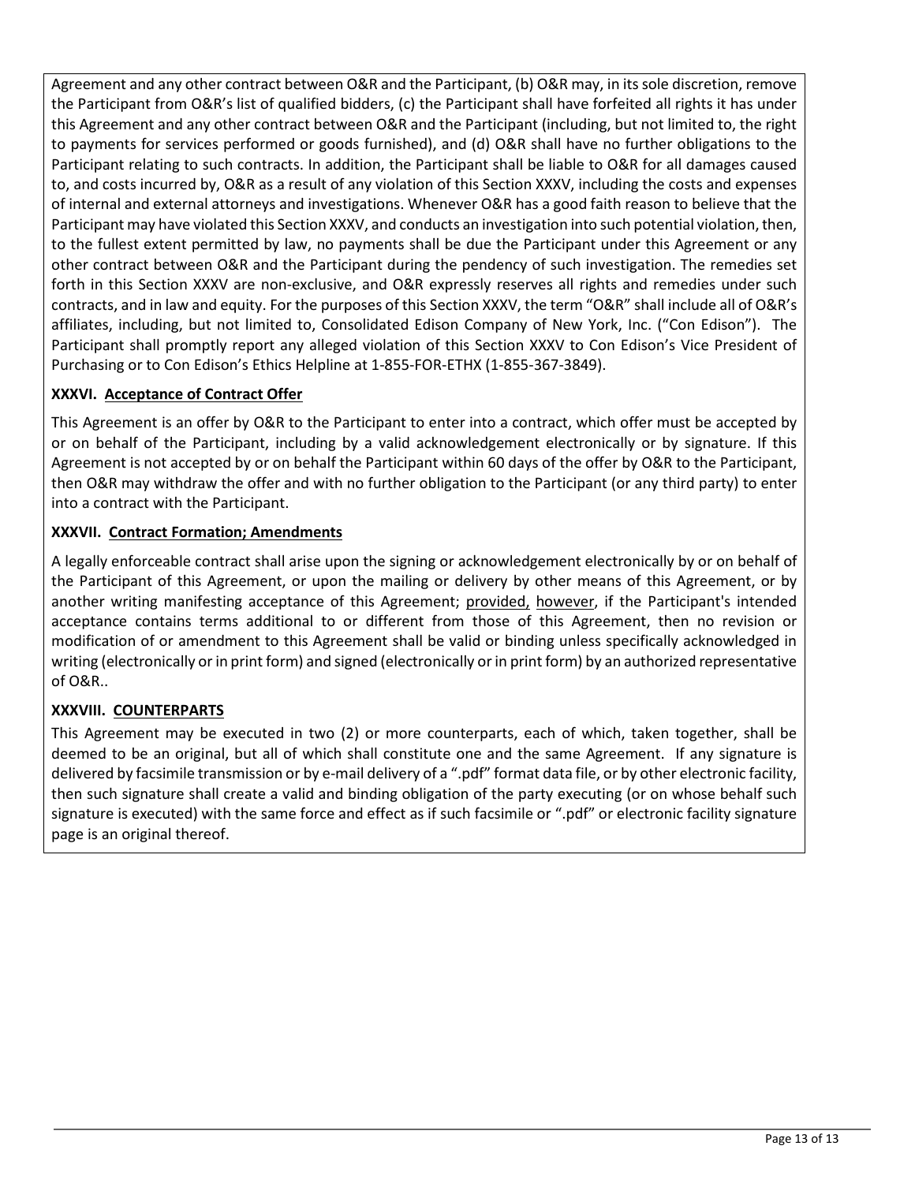Agreement and any other contract between O&R and the Participant, (b) O&R may, in its sole discretion, remove the Participant from O&R's list of qualified bidders, (c) the Participant shall have forfeited all rights it has under this Agreement and any other contract between O&R and the Participant (including, but not limited to, the right to payments for services performed or goods furnished), and (d) O&R shall have no further obligations to the Participant relating to such contracts. In addition, the Participant shall be liable to O&R for all damages caused to, and costs incurred by, O&R as a result of any violation of this Section XXXV, including the costs and expenses of internal and external attorneys and investigations. Whenever O&R has a good faith reason to believe that the Participant may have violated this Section XXXV, and conducts an investigation into such potential violation, then, to the fullest extent permitted by law, no payments shall be due the Participant under this Agreement or any other contract between O&R and the Participant during the pendency of such investigation. The remedies set forth in this Section XXXV are non-exclusive, and O&R expressly reserves all rights and remedies under such contracts, and in law and equity. For the purposes of this Section XXXV, the term "O&R" shall include all of O&R's affiliates, including, but not limited to, Consolidated Edison Company of New York, Inc. ("Con Edison"). The Participant shall promptly report any alleged violation of this Section XXXV to Con Edison's Vice President of Purchasing or to Con Edison's Ethics Helpline at 1-855-FOR-ETHX (1-855-367-3849).

### XXXVI. Acceptance of Contract Offer

This Agreement is an offer by O&R to the Participant to enter into a contract, which offer must be accepted by or on behalf of the Participant, including by a valid acknowledgement electronically or by signature. If this Agreement is not accepted by or on behalf the Participant within 60 days of the offer by O&R to the Participant, then O&R may withdraw the offer and with no further obligation to the Participant (or any third party) to enter into a contract with the Participant.

### XXXVII. Contract Formation; Amendments

A legally enforceable contract shall arise upon the signing or acknowledgement electronically by or on behalf of the Participant of this Agreement, or upon the mailing or delivery by other means of this Agreement, or by another writing manifesting acceptance of this Agreement; provided, however, if the Participant's intended acceptance contains terms additional to or different from those of this Agreement, then no revision or modification of or amendment to this Agreement shall be valid or binding unless specifically acknowledged in writing (electronically or in print form) and signed (electronically or in print form) by an authorized representative of O&R..

### XXXVIII. COUNTERPARTS

This Agreement may be executed in two (2) or more counterparts, each of which, taken together, shall be deemed to be an original, but all of which shall constitute one and the same Agreement. If any signature is delivered by facsimile transmission or by e-mail delivery of a ".pdf" format data file, or by other electronic facility, then such signature shall create a valid and binding obligation of the party executing (or on whose behalf such signature is executed) with the same force and effect as if such facsimile or ".pdf" or electronic facility signature page is an original thereof.